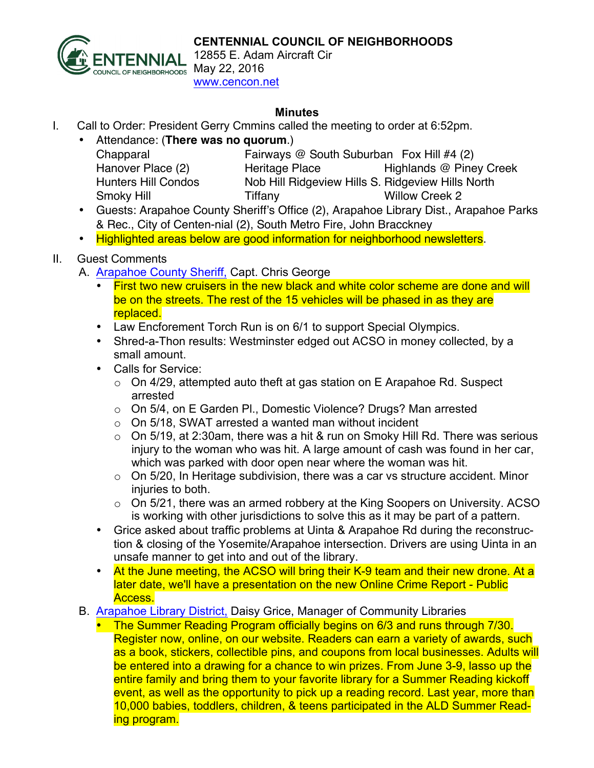# CENTENNIAL COUNCIL OF NEIGHBORHOODS

12855 E. Adam Aircraft Cir
May 22, 2016
[www.cencon.net](http://www.cencon.net)

## Minutes

I. Call to Order: President Gerry Cmmins called the meeting to order at 6:52pm.
- Attendance: (**There was no quorum**.)

| | | |
|---|---|---|
| Chapparal | Fairways @ South Suburban | Fox Hill #4 (2) |
| Hanover Place (2) | Heritage Place | Highlands @ Piney Creek |
| Hunters Hill Condos | Nob Hill Ridgeview Hills S. | Ridgeview Hills North |
| Smoky Hill | Tiffany | Willow Creek 2 |

- Guests: Arapahoe County Sheriff's Office (2), Arapahoe Library Dist., Arapahoe Parks & Rec., City of Centen-nial (2), South Metro Fire, John Bracckney
- Highlighted areas below are good information for neighborhood newsletters.

II. Guest Comments

A. [Arapahoe County Sheriff,](#) Capt. Chris George
- First two new cruisers in the new black and white color scheme are done and will be on the streets. The rest of the 15 vehicles will be phased in as they are replaced.
- Law Encforement Torch Run is on 6/1 to support Special Olympics.
- Shred-a-Thon results: Westminster edged out ACSO in money collected, by a small amount.
- Calls for Service:
  - On 4/29, attempted auto theft at gas station on E Arapahoe Rd. Suspect arrested
  - On 5/4, on E Garden Pl., Domestic Violence? Drugs? Man arrested
  - On 5/18, SWAT arrested a wanted man without incident
  - On 5/19, at 2:30am, there was a hit & run on Smoky Hill Rd. There was serious injury to the woman who was hit. A large amount of cash was found in her car, which was parked with door open near where the woman was hit.
  - On 5/20, In Heritage subdivision, there was a car vs structure accident. Minor injuries to both.
  - On 5/21, there was an armed robbery at the King Soopers on University. ACSO is working with other jurisdictions to solve this as it may be part of a pattern.
- Grice asked about traffic problems at Uinta & Arapahoe Rd during the reconstruc-tion & closing of the Yosemite/Arapahoe intersection. Drivers are using Uinta in an unsafe manner to get into and out of the library.
- At the June meeting, the ACSO will bring their K-9 team and their new drone. At a later date, we'll have a presentation on the new Online Crime Report - Public Access.

B. [Arapahoe Library District,](#) Daisy Grice, Manager of Community Libraries
- The Summer Reading Program officially begins on 6/3 and runs through 7/30. Register now, online, on our website. Readers can earn a variety of awards, such as a book, stickers, collectible pins, and coupons from local businesses. Adults will be entered into a drawing for a chance to win prizes. From June 3-9, lasso up the entire family and bring them to your favorite library for a Summer Reading kickoff event, as well as the opportunity to pick up a reading record. Last year, more than 10,000 babies, toddlers, children, & teens participated in the ALD Summer Read-ing program.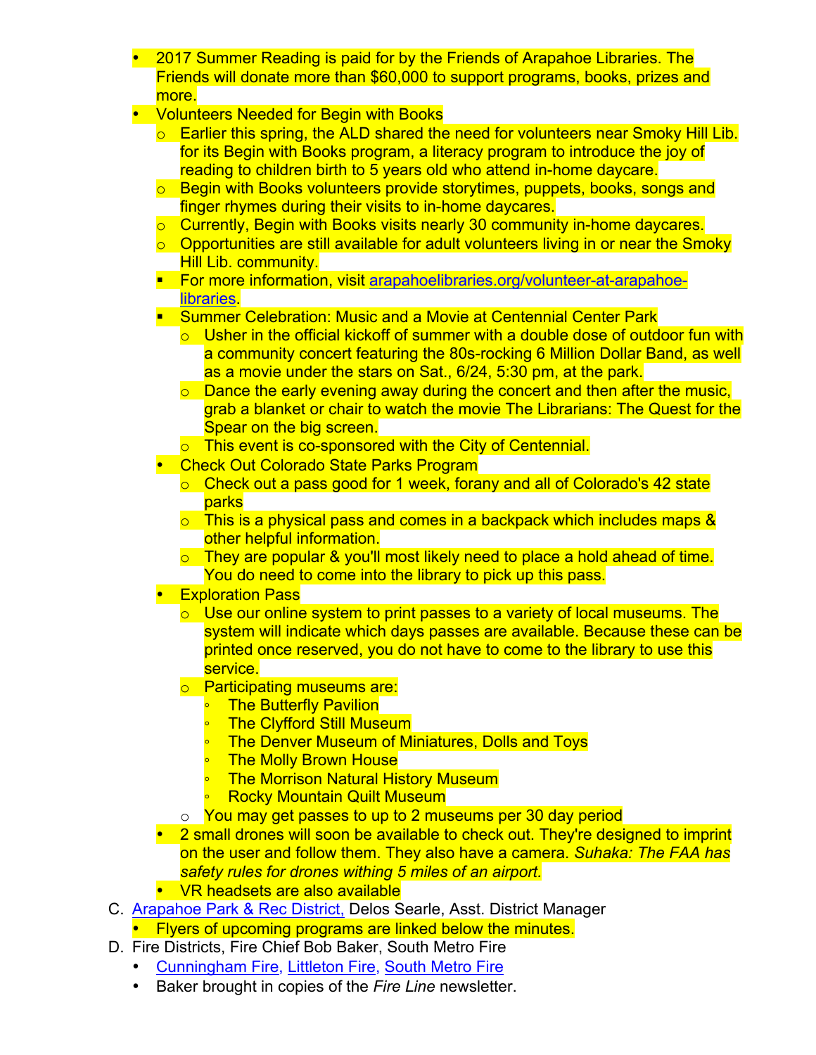- 2017 Summer Reading is paid for by the Friends of Arapahoe Libraries. The Friends will donate more than $60,000 to support programs, books, prizes and more.
- Volunteers Needed for Begin with Books
  - Earlier this spring, the ALD shared the need for volunteers near Smoky Hill Lib. for its Begin with Books program, a literacy program to introduce the joy of reading to children birth to 5 years old who attend in-home daycare.
  - Begin with Books volunteers provide storytimes, puppets, books, songs and finger rhymes during their visits to in-home daycares.
  - Currently, Begin with Books visits nearly 30 community in-home daycares.
  - Opportunities are still available for adult volunteers living in or near the Smoky Hill Lib. community.
  - For more information, visit [arapahoelibraries.org/volunteer-at-arapahoe-libraries](arapahoelibraries.org/volunteer-at-arapahoe-libraries).
  - Summer Celebration: Music and a Movie at Centennial Center Park
    - Usher in the official kickoff of summer with a double dose of outdoor fun with a community concert featuring the 80s-rocking 6 Million Dollar Band, as well as a movie under the stars on Sat., 6/24, 5:30 pm, at the park.
    - Dance the early evening away during the concert and then after the music, grab a blanket or chair to watch the movie The Librarians: The Quest for the Spear on the big screen.
    - This event is co-sponsored with the City of Centennial.
  - Check Out Colorado State Parks Program
    - Check out a pass good for 1 week, forany and all of Colorado's 42 state parks
    - This is a physical pass and comes in a backpack which includes maps & other helpful information.
    - They are popular & you'll most likely need to place a hold ahead of time. You do need to come into the library to pick up this pass.
  - Exploration Pass
    - Use our online system to print passes to a variety of local museums. The system will indicate which days passes are available. Because these can be printed once reserved, you do not have to come to the library to use this service.
    - Participating museums are:
      - The Butterfly Pavilion
      - The Clyfford Still Museum
      - The Denver Museum of Miniatures, Dolls and Toys
      - The Molly Brown House
      - The Morrison Natural History Museum
      - Rocky Mountain Quilt Museum
    - You may get passes to up to 2 museums per 30 day period
  - 2 small drones will soon be available to check out. They're designed to imprint on the user and follow them. They also have a camera. *Suhaka: The FAA has safety rules for drones withing 5 miles of an airport.*
  - VR headsets are also available

C. [Arapahoe Park & Rec District,](Arapahoe Park & Rec District) Delos Searle, Asst. District Manager
  - Flyers of upcoming programs are linked below the minutes.

D. Fire Districts, Fire Chief Bob Baker, South Metro Fire
  - [Cunningham Fire,](Cunningham Fire) [Littleton Fire,](Littleton Fire) [South Metro Fire](South Metro Fire)
  - Baker brought in copies of the *Fire Line* newsletter.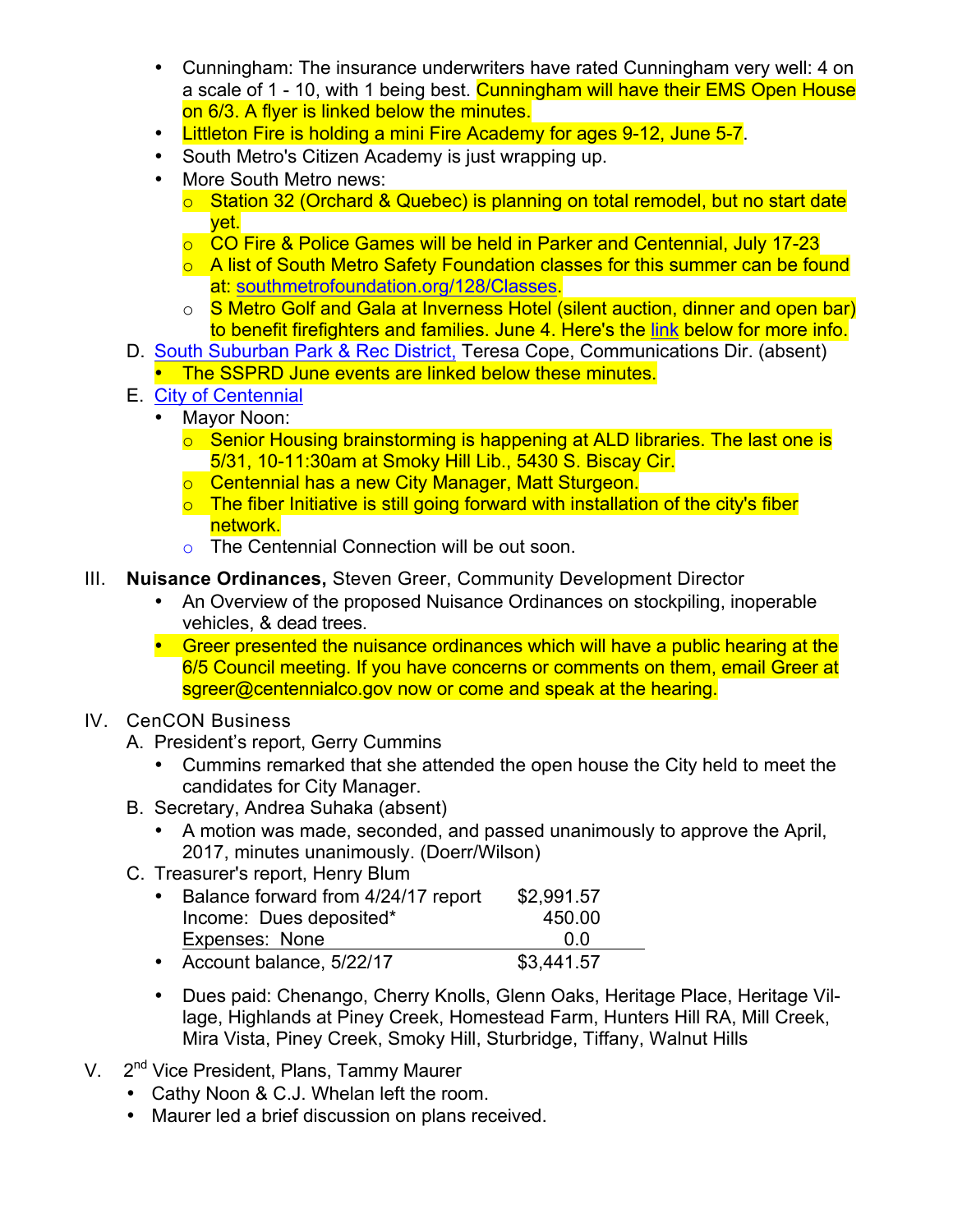- Cunningham: The insurance underwriters have rated Cunningham very well: 4 on a scale of 1 - 10, with 1 being best. Cunningham will have their EMS Open House on 6/3. A flyer is linked below the minutes.
- Littleton Fire is holding a mini Fire Academy for ages 9-12, June 5-7.
- South Metro's Citizen Academy is just wrapping up.
- More South Metro news:
  - Station 32 (Orchard & Quebec) is planning on total remodel, but no start date yet.
  - CO Fire & Police Games will be held in Parker and Centennial, July 17-23
  - A list of South Metro Safety Foundation classes for this summer can be found at: southmetrofoundation.org/128/Classes.
  - S Metro Golf and Gala at Inverness Hotel (silent auction, dinner and open bar) to benefit firefighters and families. June 4. Here's the link below for more info.

D. South Suburban Park & Rec District, Teresa Cope, Communications Dir. (absent)
- The SSPRD June events are linked below these minutes.

E. City of Centennial
- Mayor Noon:
  - Senior Housing brainstorming is happening at ALD libraries. The last one is 5/31, 10-11:30am at Smoky Hill Lib., 5430 S. Biscay Cir.
  - Centennial has a new City Manager, Matt Sturgeon.
  - The fiber Initiative is still going forward with installation of the city's fiber network.
  - The Centennial Connection will be out soon.

III. **Nuisance Ordinances,** Steven Greer, Community Development Director
- An Overview of the proposed Nuisance Ordinances on stockpiling, inoperable vehicles, & dead trees.
- Greer presented the nuisance ordinances which will have a public hearing at the 6/5 Council meeting. If you have concerns or comments on them, email Greer at sgreer@centennialco.gov now or come and speak at the hearing.

IV. CenCON Business

A. President's report, Gerry Cummins
- Cummins remarked that she attended the open house the City held to meet the candidates for City Manager.

B. Secretary, Andrea Suhaka (absent)
- A motion was made, seconded, and passed unanimously to approve the April, 2017, minutes unanimously. (Doerr/Wilson)

C. Treasurer's report, Henry Blum

| | |
|---|---|
| • Balance forward from 4/24/17 report | $2,991.57 |
| Income: Dues deposited* | 450.00 |
| Expenses: None | 0.0 |
| • Account balance, 5/22/17 | $3,441.57 |

- Dues paid: Chenango, Cherry Knolls, Glenn Oaks, Heritage Place, Heritage Village, Highlands at Piney Creek, Homestead Farm, Hunters Hill RA, Mill Creek, Mira Vista, Piney Creek, Smoky Hill, Sturbridge, Tiffany, Walnut Hills

V. 2nd Vice President, Plans, Tammy Maurer
- Cathy Noon & C.J. Whelan left the room.
- Maurer led a brief discussion on plans received.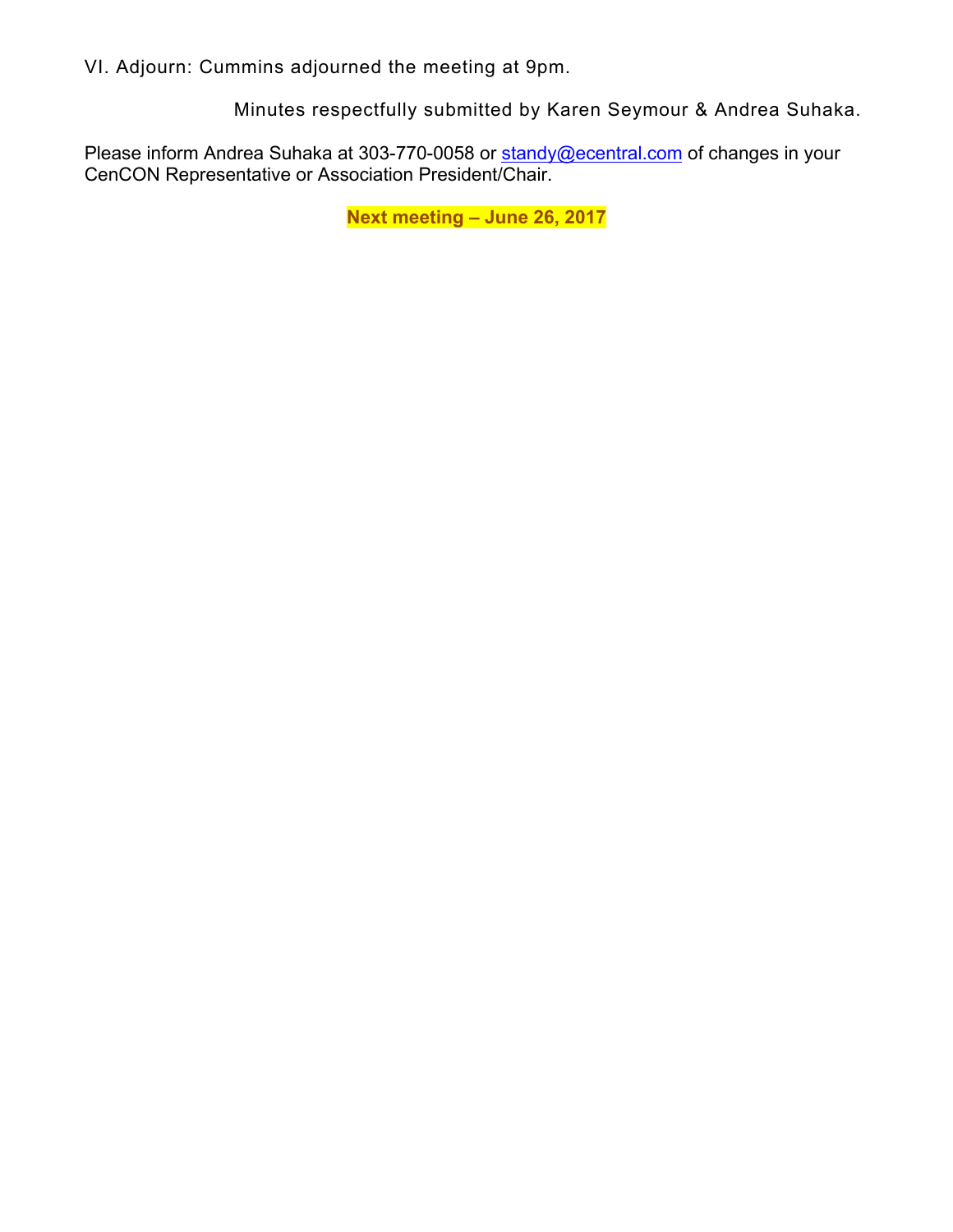VI. Adjourn: Cummins adjourned the meeting at 9pm.

Minutes respectfully submitted by Karen Seymour & Andrea Suhaka.

Please inform Andrea Suhaka at 303-770-0058 or standy@ecentral.com of changes in your CenCON Representative or Association President/Chair.

**Next meeting – June 26, 2017**